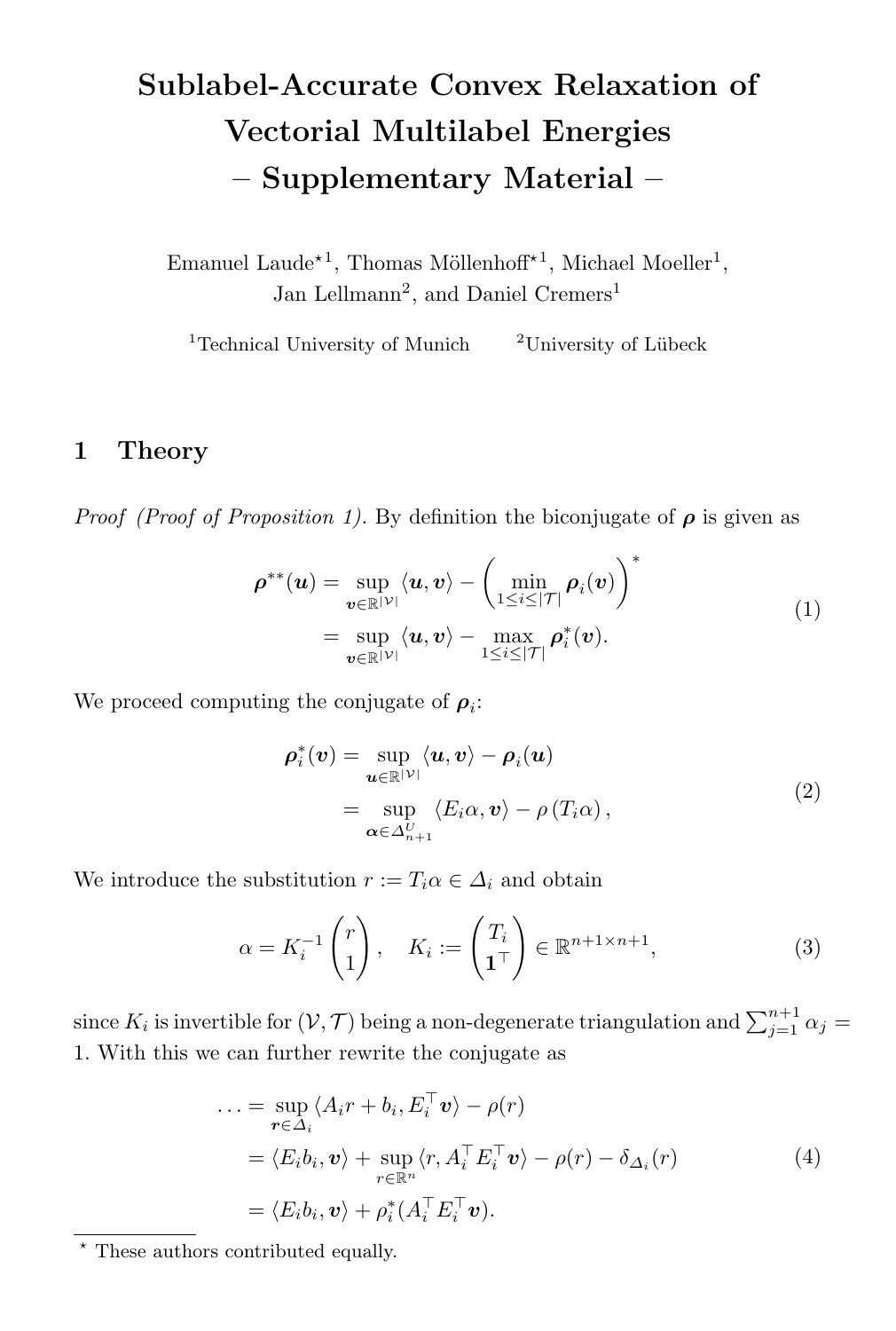# Sublabel-Accurate Convex Relaxation of Vectorial Multilabel Energies – Supplementary Material –

Emanuel Laude*[1], Thomas Möllenhoff*[1], Michael Moeller[1], Jan Lellmann[2], and Daniel Cremers[1]

[1]Technical University of Munich [2]University of Lübeck

## 1 Theory

*Proof (Proof of Proposition 1).* By definition the biconjugate of $\boldsymbol{\rho}$ is given as

$$
\begin{aligned}
\boldsymbol{\rho}^{**}(\boldsymbol{u}) &= \sup_{\boldsymbol{v} \in \mathbb{R}^{|\mathcal{V}|}} \langle \boldsymbol{u}, \boldsymbol{v} \rangle - \left( \min_{1 \leq i \leq |\mathcal{T}|} \boldsymbol{\rho}_i(\boldsymbol{v}) \right)^* \\
&= \sup_{\boldsymbol{v} \in \mathbb{R}^{|\mathcal{V}|}} \langle \boldsymbol{u}, \boldsymbol{v} \rangle - \max_{1 \leq i \leq |\mathcal{T}|} \boldsymbol{\rho}_i^*(\boldsymbol{v}).
\end{aligned} \tag{1}
$$

We proceed computing the conjugate of $\boldsymbol{\rho}_i$:

$$
\begin{aligned}
\boldsymbol{\rho}_i^*(\boldsymbol{v}) &= \sup_{\boldsymbol{u} \in \mathbb{R}^{|\mathcal{V}|}} \langle \boldsymbol{u}, \boldsymbol{v} \rangle - \boldsymbol{\rho}_i(\boldsymbol{u}) \\
&= \sup_{\boldsymbol{\alpha} \in \Delta_{n+1}^U} \langle E_i \alpha, \boldsymbol{v} \rangle - \rho\left(T_i \alpha\right),
\end{aligned} \tag{2}
$$

We introduce the substitution $r := T_i \alpha \in \Delta_i$ and obtain

$$
\alpha = K_i^{-1} \begin{pmatrix} r \\ 1 \end{pmatrix}, \quad K_i := \begin{pmatrix} T_i \\ \mathbf{1}^\top \end{pmatrix} \in \mathbb{R}^{n+1 \times n+1}, \tag{3}
$$

since $K_i$ is invertible for $(\mathcal{V}, \mathcal{T})$ being a non-degenerate triangulation and $\sum_{j=1}^{n+1} \alpha_j = 1$. With this we can further rewrite the conjugate as

$$
\begin{aligned}
\ldots &= \sup_{\boldsymbol{r} \in \Delta_i} \langle A_i r + b_i, E_i^\top \boldsymbol{v} \rangle - \rho(r) \\
&= \langle E_i b_i, \boldsymbol{v} \rangle + \sup_{r \in \mathbb{R}^n} \langle r, A_i^\top E_i^\top \boldsymbol{v} \rangle - \rho(r) - \delta_{\Delta_i}(r) \\
&= \langle E_i b_i, \boldsymbol{v} \rangle + \rho_i^*(A_i^\top E_i^\top \boldsymbol{v}).
\end{aligned} \tag{4}
$$

* These authors contributed equally.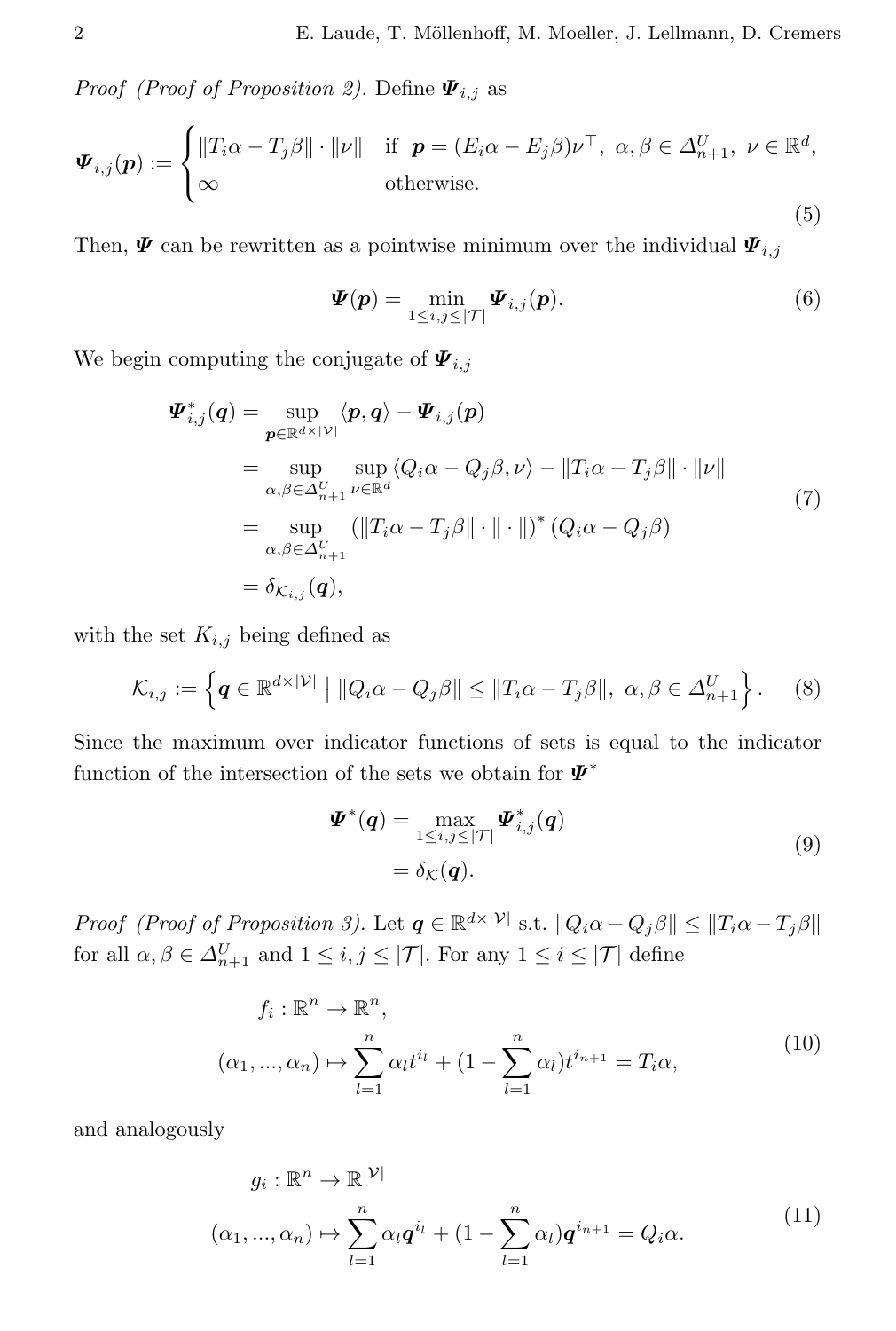*Proof (Proof of Proposition 2).* Define $\boldsymbol{\Psi}_{i,j}$ as

$$\boldsymbol{\Psi}_{i,j}(\boldsymbol{p}) := \begin{cases} \|T_i\alpha - T_j\beta\| \cdot \|\nu\| & \text{if } \boldsymbol{p} = (E_i\alpha - E_j\beta)\nu^\top,\ \alpha, \beta \in \Delta^U_{n+1},\ \nu \in \mathbb{R}^d, \\ \infty & \text{otherwise.} \end{cases} \tag{5}$$

Then, $\boldsymbol{\Psi}$ can be rewritten as a pointwise minimum over the individual $\boldsymbol{\Psi}_{i,j}$

$$\boldsymbol{\Psi}(\boldsymbol{p}) = \min_{1 \leq i,j \leq |\mathcal{T}|} \boldsymbol{\Psi}_{i,j}(\boldsymbol{p}). \tag{6}$$

We begin computing the conjugate of $\boldsymbol{\Psi}_{i,j}$

$$\begin{aligned} \boldsymbol{\Psi}^*_{i,j}(\boldsymbol{q}) &= \sup_{\boldsymbol{p} \in \mathbb{R}^{d \times |\mathcal{V}|}} \langle \boldsymbol{p}, \boldsymbol{q} \rangle - \boldsymbol{\Psi}_{i,j}(\boldsymbol{p}) \\ &= \sup_{\alpha, \beta \in \Delta^U_{n+1}} \sup_{\nu \in \mathbb{R}^d} \langle Q_i\alpha - Q_j\beta, \nu \rangle - \|T_i\alpha - T_j\beta\| \cdot \|\nu\| \\ &= \sup_{\alpha, \beta \in \Delta^U_{n+1}} \left(\|T_i\alpha - T_j\beta\| \cdot \|\cdot\|\right)^* (Q_i\alpha - Q_j\beta) \\ &= \delta_{\mathcal{K}_{i,j}}(\boldsymbol{q}), \end{aligned} \tag{7}$$

with the set $K_{i,j}$ being defined as

$$\mathcal{K}_{i,j} := \left\{ \boldsymbol{q} \in \mathbb{R}^{d \times |\mathcal{V}|} \mid \|Q_i\alpha - Q_j\beta\| \leq \|T_i\alpha - T_j\beta\|,\ \alpha, \beta \in \Delta^U_{n+1} \right\}. \tag{8}$$

Since the maximum over indicator functions of sets is equal to the indicator function of the intersection of the sets we obtain for $\boldsymbol{\Psi}^*$

$$\begin{aligned} \boldsymbol{\Psi}^*(\boldsymbol{q}) &= \max_{1 \leq i,j \leq |\mathcal{T}|} \boldsymbol{\Psi}^*_{i,j}(\boldsymbol{q}) \\ &= \delta_{\mathcal{K}}(\boldsymbol{q}). \end{aligned} \tag{9}$$

*Proof (Proof of Proposition 3).* Let $\boldsymbol{q} \in \mathbb{R}^{d \times |\mathcal{V}|}$ s.t. $\|Q_i\alpha - Q_j\beta\| \leq \|T_i\alpha - T_j\beta\|$ for all $\alpha, \beta \in \Delta^U_{n+1}$ and $1 \leq i,j \leq |\mathcal{T}|$. For any $1 \leq i \leq |\mathcal{T}|$ define

$$\begin{aligned} &f_i : \mathbb{R}^n \to \mathbb{R}^n, \\ &(\alpha_1, ..., \alpha_n) \mapsto \sum_{l=1}^n \alpha_l t^{i_l} + (1 - \sum_{l=1}^n \alpha_l) t^{i_{n+1}} = T_i\alpha, \end{aligned} \tag{10}$$

and analogously

$$\begin{aligned} &g_i : \mathbb{R}^n \to \mathbb{R}^{|\mathcal{V}|} \\ &(\alpha_1, ..., \alpha_n) \mapsto \sum_{l=1}^n \alpha_l \boldsymbol{q}^{i_l} + (1 - \sum_{l=1}^n \alpha_l) \boldsymbol{q}^{i_{n+1}} = Q_i\alpha. \end{aligned} \tag{11}$$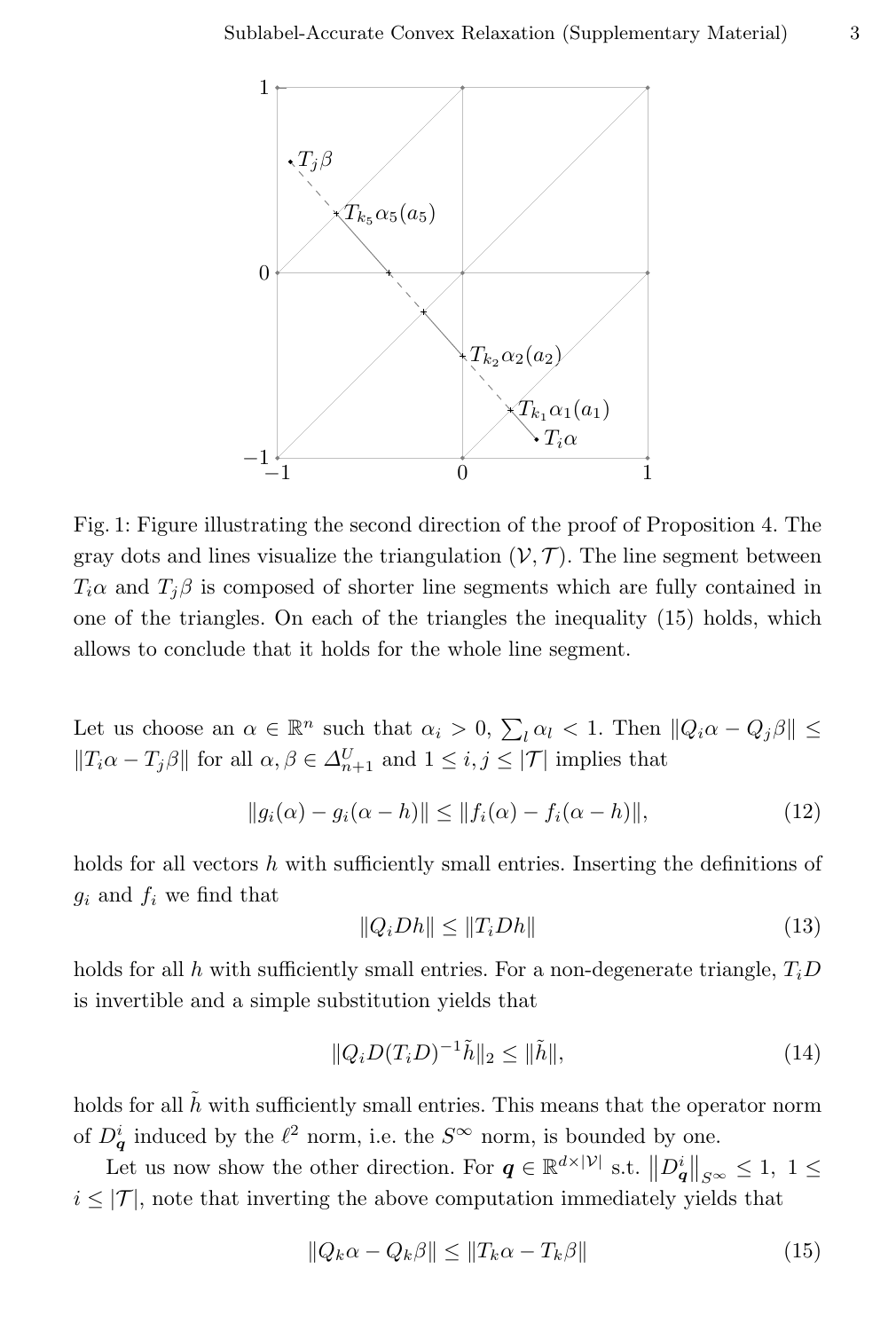Fig. 1: Figure illustrating the second direction of the proof of Proposition 4. The gray dots and lines visualize the triangulation $(\mathcal{V}, \mathcal{T})$. The line segment between $T_i\alpha$ and $T_j\beta$ is composed of shorter line segments which are fully contained in one of the triangles. On each of the triangles the inequality (15) holds, which allows to conclude that it holds for the whole line segment.

Let us choose an $\alpha \in \mathbb{R}^n$ such that $\alpha_i > 0$, $\sum_l \alpha_l < 1$. Then $\|Q_i\alpha - Q_j\beta\| \leq \|T_i\alpha - T_j\beta\|$ for all $\alpha, \beta \in \Delta_{n+1}^U$ and $1 \leq i, j \leq |\mathcal{T}|$ implies that

$$\|g_i(\alpha) - g_i(\alpha - h)\| \leq \|f_i(\alpha) - f_i(\alpha - h)\|, \tag{12}$$

holds for all vectors $h$ with sufficiently small entries. Inserting the definitions of $g_i$ and $f_i$ we find that

$$\|Q_i D h\| \leq \|T_i D h\| \tag{13}$$

holds for all $h$ with sufficiently small entries. For a non-degenerate triangle, $T_i D$ is invertible and a simple substitution yields that

$$\|Q_i D (T_i D)^{-1} \tilde{h}\|_2 \leq \|\tilde{h}\|, \tag{14}$$

holds for all $\tilde{h}$ with sufficiently small entries. This means that the operator norm of $D_{\boldsymbol{q}}^i$ induced by the $\ell^2$ norm, i.e. the $S^\infty$ norm, is bounded by one.

Let us now show the other direction. For $\boldsymbol{q} \in \mathbb{R}^{d \times |\mathcal{V}|}$ s.t. $\left\|D_{\boldsymbol{q}}^i\right\|_{S^\infty} \leq 1$, $1 \leq i \leq |\mathcal{T}|$, note that inverting the above computation immediately yields that

$$\|Q_k\alpha - Q_k\beta\| \leq \|T_k\alpha - T_k\beta\| \tag{15}$$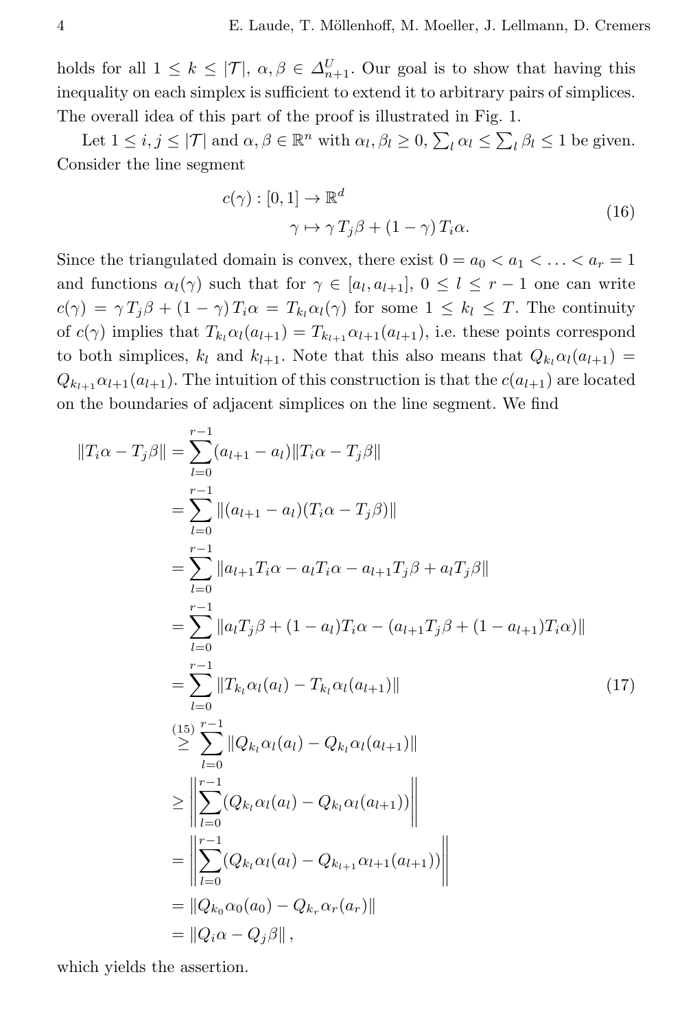holds for all $1 \leq k \leq |\mathcal{T}|$, $\alpha, \beta \in \Delta^U_{n+1}$. Our goal is to show that having this inequality on each simplex is sufficient to extend it to arbitrary pairs of simplices. The overall idea of this part of the proof is illustrated in Fig. 1.

Let $1 \leq i, j \leq |\mathcal{T}|$ and $\alpha, \beta \in \mathbb{R}^n$ with $\alpha_l, \beta_l \geq 0$, $\sum_l \alpha_l \leq \sum_l \beta_l \leq 1$ be given. Consider the line segment

$$
\begin{aligned}
c(\gamma) : [0,1] &\to \mathbb{R}^d \\
\gamma &\mapsto \gamma \, T_j \beta + (1-\gamma) \, T_i \alpha.
\end{aligned}
\tag{16}
$$

Since the triangulated domain is convex, there exist $0 = a_0 < a_1 < \ldots < a_r = 1$ and functions $\alpha_l(\gamma)$ such that for $\gamma \in [a_l, a_{l+1}]$, $0 \leq l \leq r-1$ one can write $c(\gamma) = \gamma \, T_j \beta + (1-\gamma) \, T_i \alpha = T_{k_l} \alpha_l(\gamma)$ for some $1 \leq k_l \leq T$. The continuity of $c(\gamma)$ implies that $T_{k_l} \alpha_l(a_{l+1}) = T_{k_{l+1}} \alpha_{l+1}(a_{l+1})$, i.e. these points correspond to both simplices, $k_l$ and $k_{l+1}$. Note that this also means that $Q_{k_l} \alpha_l(a_{l+1}) = Q_{k_{l+1}} \alpha_{l+1}(a_{l+1})$. The intuition of this construction is that the $c(a_{l+1})$ are located on the boundaries of adjacent simplices on the line segment. We find

$$
\begin{aligned}
\|T_i \alpha - T_j \beta\| &= \sum_{l=0}^{r-1} (a_{l+1} - a_l) \|T_i \alpha - T_j \beta\| \\
&= \sum_{l=0}^{r-1} \|(a_{l+1} - a_l)(T_i \alpha - T_j \beta)\| \\
&= \sum_{l=0}^{r-1} \|a_{l+1} T_i \alpha - a_l T_i \alpha - a_{l+1} T_j \beta + a_l T_j \beta\| \\
&= \sum_{l=0}^{r-1} \|a_l T_j \beta + (1-a_l) T_i \alpha - (a_{l+1} T_j \beta + (1-a_{l+1}) T_i \alpha)\| \\
&= \sum_{l=0}^{r-1} \|T_{k_l} \alpha_l(a_l) - T_{k_l} \alpha_l(a_{l+1})\| \\
&\overset{(15)}{\geq} \sum_{l=0}^{r-1} \|Q_{k_l} \alpha_l(a_l) - Q_{k_l} \alpha_l(a_{l+1})\| \\
&\geq \left\| \sum_{l=0}^{r-1} (Q_{k_l} \alpha_l(a_l) - Q_{k_l} \alpha_l(a_{l+1})) \right\| \\
&= \left\| \sum_{l=0}^{r-1} (Q_{k_l} \alpha_l(a_l) - Q_{k_{l+1}} \alpha_{l+1}(a_{l+1})) \right\| \\
&= \|Q_{k_0} \alpha_0(a_0) - Q_{k_r} \alpha_r(a_r)\| \\
&= \|Q_i \alpha - Q_j \beta\| ,
\end{aligned}
\tag{17}
$$

which yields the assertion.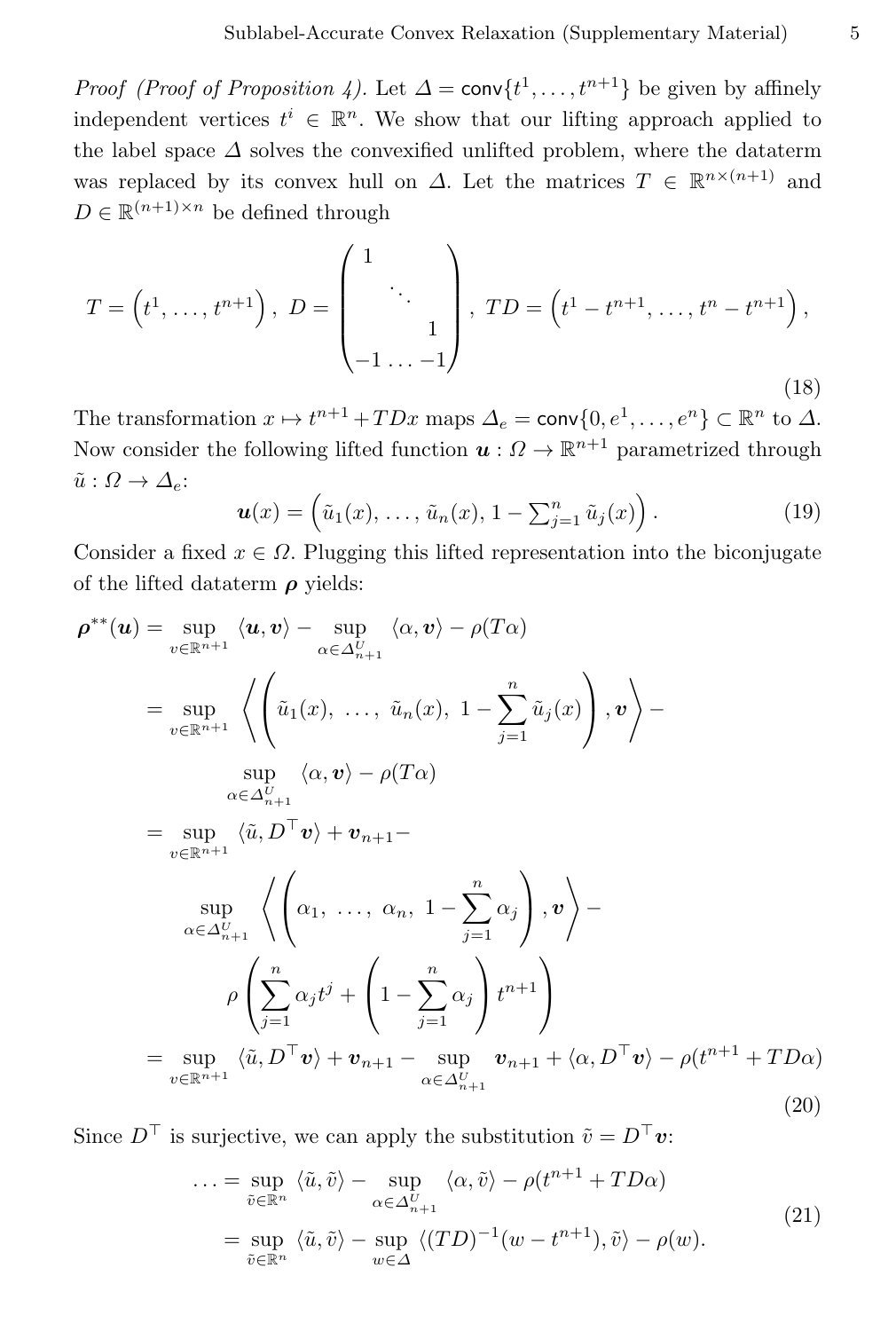*Proof (Proof of Proposition 4).* Let $\Delta = \mathsf{conv}\{t^1, \ldots, t^{n+1}\}$ be given by affinely independent vertices $t^i \in \mathbb{R}^n$. We show that our lifting approach applied to the label space $\Delta$ solves the convexified unlifted problem, where the dataterm was replaced by its convex hull on $\Delta$. Let the matrices $T \in \mathbb{R}^{n \times (n+1)}$ and $D \in \mathbb{R}^{(n+1) \times n}$ be defined through

$$
T = \left(t^1, \ldots, t^{n+1}\right), \; D = \begin{pmatrix} 1 & & \\ & \ddots & \\ & & 1 \\ -1 & \ldots & -1 \end{pmatrix}, \; TD = \left(t^1 - t^{n+1}, \ldots, t^n - t^{n+1}\right), \tag{18}
$$

The transformation $x \mapsto t^{n+1} + TDx$ maps $\Delta_e = \mathsf{conv}\{0, e^1, \ldots, e^n\} \subset \mathbb{R}^n$ to $\Delta$. Now consider the following lifted function $\boldsymbol{u} : \Omega \to \mathbb{R}^{n+1}$ parametrized through $\tilde{u} : \Omega \to \Delta_e$:

$$
\boldsymbol{u}(x) = \left(\tilde{u}_1(x), \ldots, \tilde{u}_n(x), 1 - \textstyle\sum_{j=1}^n \tilde{u}_j(x)\right). \tag{19}
$$

Consider a fixed $x \in \Omega$. Plugging this lifted representation into the biconjugate of the lifted dataterm $\boldsymbol{\rho}$ yields:

$$
\begin{aligned}
\boldsymbol{\rho}^{**}(\boldsymbol{u}) &= \sup_{v \in \mathbb{R}^{n+1}} \langle \boldsymbol{u}, \boldsymbol{v} \rangle - \sup_{\alpha \in \Delta_{n+1}^U} \langle \alpha, \boldsymbol{v} \rangle - \rho(T\alpha) \\
&= \sup_{v \in \mathbb{R}^{n+1}} \left\langle \left( \tilde{u}_1(x), \; \ldots, \; \tilde{u}_n(x), \; 1 - \sum_{j=1}^n \tilde{u}_j(x) \right), \boldsymbol{v} \right\rangle - \\
&\qquad \sup_{\alpha \in \Delta_{n+1}^U} \langle \alpha, \boldsymbol{v} \rangle - \rho(T\alpha) \\
&= \sup_{v \in \mathbb{R}^{n+1}} \langle \tilde{u}, D^\top \boldsymbol{v} \rangle + \boldsymbol{v}_{n+1} - \\
&\qquad \sup_{\alpha \in \Delta_{n+1}^U} \left\langle \left( \alpha_1, \; \ldots, \; \alpha_n, \; 1 - \sum_{j=1}^n \alpha_j \right), \boldsymbol{v} \right\rangle - \\
&\qquad\qquad \rho \left( \sum_{j=1}^n \alpha_j t^j + \left( 1 - \sum_{j=1}^n \alpha_j \right) t^{n+1} \right) \\
&= \sup_{v \in \mathbb{R}^{n+1}} \langle \tilde{u}, D^\top \boldsymbol{v} \rangle + \boldsymbol{v}_{n+1} - \sup_{\alpha \in \Delta_{n+1}^U} \boldsymbol{v}_{n+1} + \langle \alpha, D^\top \boldsymbol{v} \rangle - \rho(t^{n+1} + TD\alpha)
\end{aligned} \tag{20}
$$

Since $D^\top$ is surjective, we can apply the substitution $\tilde{v} = D^\top \boldsymbol{v}$:

$$
\begin{aligned}
\ldots &= \sup_{\tilde{v} \in \mathbb{R}^n} \langle \tilde{u}, \tilde{v} \rangle - \sup_{\alpha \in \Delta_{n+1}^U} \langle \alpha, \tilde{v} \rangle - \rho(t^{n+1} + TD\alpha) \\
&= \sup_{\tilde{v} \in \mathbb{R}^n} \langle \tilde{u}, \tilde{v} \rangle - \sup_{w \in \Delta} \langle (TD)^{-1}(w - t^{n+1}), \tilde{v} \rangle - \rho(w).
\end{aligned} \tag{21}
$$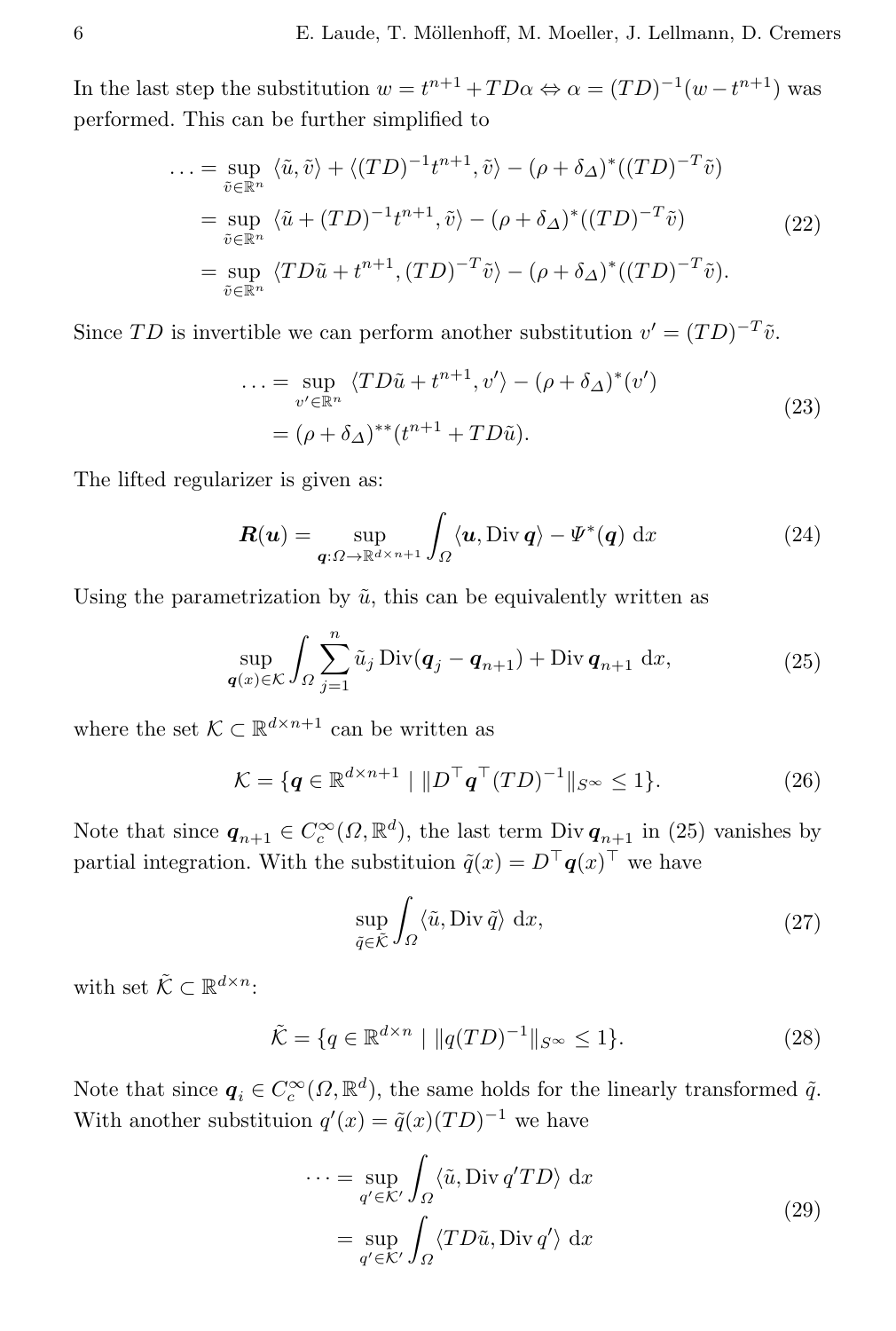In the last step the substitution $w = t^{n+1} + TD\alpha \Leftrightarrow \alpha = (TD)^{-1}(w - t^{n+1})$ was performed. This can be further simplified to

$$
\begin{aligned}
\ldots &= \sup_{\tilde{v} \in \mathbb{R}^n} \langle \tilde{u}, \tilde{v} \rangle + \langle (TD)^{-1} t^{n+1}, \tilde{v} \rangle - (\rho + \delta_\Delta)^*((TD)^{-T}\tilde{v}) \\
&= \sup_{\tilde{v} \in \mathbb{R}^n} \langle \tilde{u} + (TD)^{-1} t^{n+1}, \tilde{v} \rangle - (\rho + \delta_\Delta)^*((TD)^{-T}\tilde{v}) \\
&= \sup_{\tilde{v} \in \mathbb{R}^n} \langle TD\tilde{u} + t^{n+1}, (TD)^{-T}\tilde{v} \rangle - (\rho + \delta_\Delta)^*((TD)^{-T}\tilde{v}).
\end{aligned} \tag{22}
$$

Since $TD$ is invertible we can perform another substitution $v' = (TD)^{-T}\tilde{v}$.

$$
\begin{aligned}
\ldots &= \sup_{v' \in \mathbb{R}^n} \langle TD\tilde{u} + t^{n+1}, v' \rangle - (\rho + \delta_\Delta)^*(v') \\
&= (\rho + \delta_\Delta)^{**}(t^{n+1} + TD\tilde{u}).
\end{aligned} \tag{23}
$$

The lifted regularizer is given as:

$$
\boldsymbol{R}(\boldsymbol{u}) = \sup_{\boldsymbol{q}: \Omega \to \mathbb{R}^{d \times n+1}} \int_\Omega \langle \boldsymbol{u}, \operatorname{Div} \boldsymbol{q} \rangle - \Psi^*(\boldsymbol{q}) \, \mathrm{d}x \tag{24}
$$

Using the parametrization by $\tilde{u}$, this can be equivalently written as

$$
\sup_{\boldsymbol{q}(x) \in \mathcal{K}} \int_\Omega \sum_{j=1}^n \tilde{u}_j \operatorname{Div}(\boldsymbol{q}_j - \boldsymbol{q}_{n+1}) + \operatorname{Div} \boldsymbol{q}_{n+1} \, \mathrm{d}x, \tag{25}
$$

where the set $\mathcal{K} \subset \mathbb{R}^{d \times n+1}$ can be written as

$$
\mathcal{K} = \{ \boldsymbol{q} \in \mathbb{R}^{d \times n+1} \mid \| D^\top \boldsymbol{q}^\top (TD)^{-1} \|_{S^\infty} \leq 1 \}. \tag{26}
$$

Note that since $\boldsymbol{q}_{n+1} \in C_c^\infty(\Omega, \mathbb{R}^d)$, the last term $\operatorname{Div} \boldsymbol{q}_{n+1}$ in (25) vanishes by partial integration. With the substituion $\tilde{q}(x) = D^\top \boldsymbol{q}(x)^\top$ we have

$$
\sup_{\tilde{q} \in \tilde{\mathcal{K}}} \int_\Omega \langle \tilde{u}, \operatorname{Div} \tilde{q} \rangle \, \mathrm{d}x, \tag{27}
$$

with set $\tilde{\mathcal{K}} \subset \mathbb{R}^{d \times n}$:

$$
\tilde{\mathcal{K}} = \{ q \in \mathbb{R}^{d \times n} \mid \| q (TD)^{-1} \|_{S^\infty} \leq 1 \}. \tag{28}
$$

Note that since $\boldsymbol{q}_i \in C_c^\infty(\Omega, \mathbb{R}^d)$, the same holds for the linearly transformed $\tilde{q}$. With another substituion $q'(x) = \tilde{q}(x)(TD)^{-1}$ we have

$$
\begin{aligned}
\cdots &= \sup_{q' \in \mathcal{K}'} \int_\Omega \langle \tilde{u}, \operatorname{Div} q' TD \rangle \, \mathrm{d}x \\
&= \sup_{q' \in \mathcal{K}'} \int_\Omega \langle TD\tilde{u}, \operatorname{Div} q' \rangle \, \mathrm{d}x
\end{aligned} \tag{29}
$$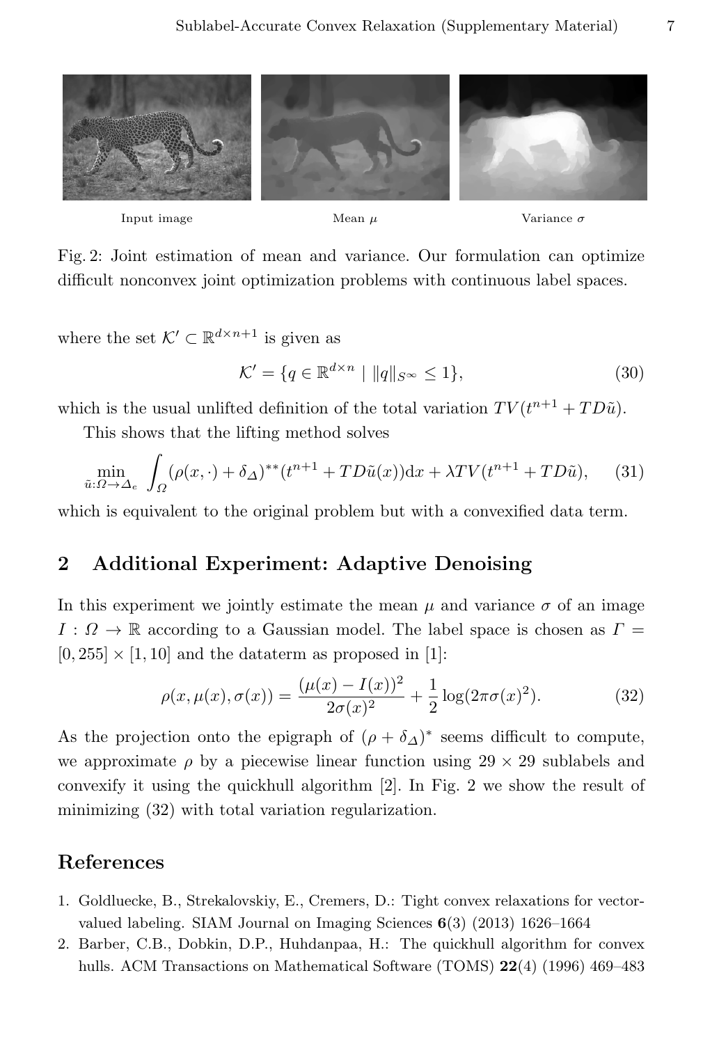Input image

Mean $\mu$

Variance $\sigma$

Fig. 2: Joint estimation of mean and variance. Our formulation can optimize difficult nonconvex joint optimization problems with continuous label spaces.

where the set $\mathcal{K}' \subset \mathbb{R}^{d \times n+1}$ is given as

$$\mathcal{K}' = \{q \in \mathbb{R}^{d \times n} \mid \|q\|_{S^\infty} \leq 1\}, \tag{30}$$

which is the usual unlifted definition of the total variation $TV(t^{n+1} + TD\tilde{u})$.

This shows that the lifting method solves

$$\min_{\tilde{u}: \Omega \to \Delta_e} \int_\Omega (\rho(x, \cdot) + \delta_\Delta)^{**}(t^{n+1} + TD\tilde{u}(x)) \mathrm{d}x + \lambda TV(t^{n+1} + TD\tilde{u}), \tag{31}$$

which is equivalent to the original problem but with a convexified data term.

## 2 Additional Experiment: Adaptive Denoising

In this experiment we jointly estimate the mean $\mu$ and variance $\sigma$ of an image $I : \Omega \to \mathbb{R}$ according to a Gaussian model. The label space is chosen as $\Gamma = [0, 255] \times [1, 10]$ and the dataterm as proposed in [1]:

$$\rho(x, \mu(x), \sigma(x)) = \frac{(\mu(x) - I(x))^2}{2\sigma(x)^2} + \frac{1}{2} \log(2\pi\sigma(x)^2). \tag{32}$$

As the projection onto the epigraph of $(\rho + \delta_\Delta)^*$ seems difficult to compute, we approximate $\rho$ by a piecewise linear function using $29 \times 29$ sublabels and convexify it using the quickhull algorithm [2]. In Fig. 2 we show the result of minimizing (32) with total variation regularization.

## References

1. Goldluecke, B., Strekalovskiy, E., Cremers, D.: Tight convex relaxations for vector-valued labeling. SIAM Journal on Imaging Sciences **6**(3) (2013) 1626–1664
2. Barber, C.B., Dobkin, D.P., Huhdanpaa, H.: The quickhull algorithm for convex hulls. ACM Transactions on Mathematical Software (TOMS) **22**(4) (1996) 469–483